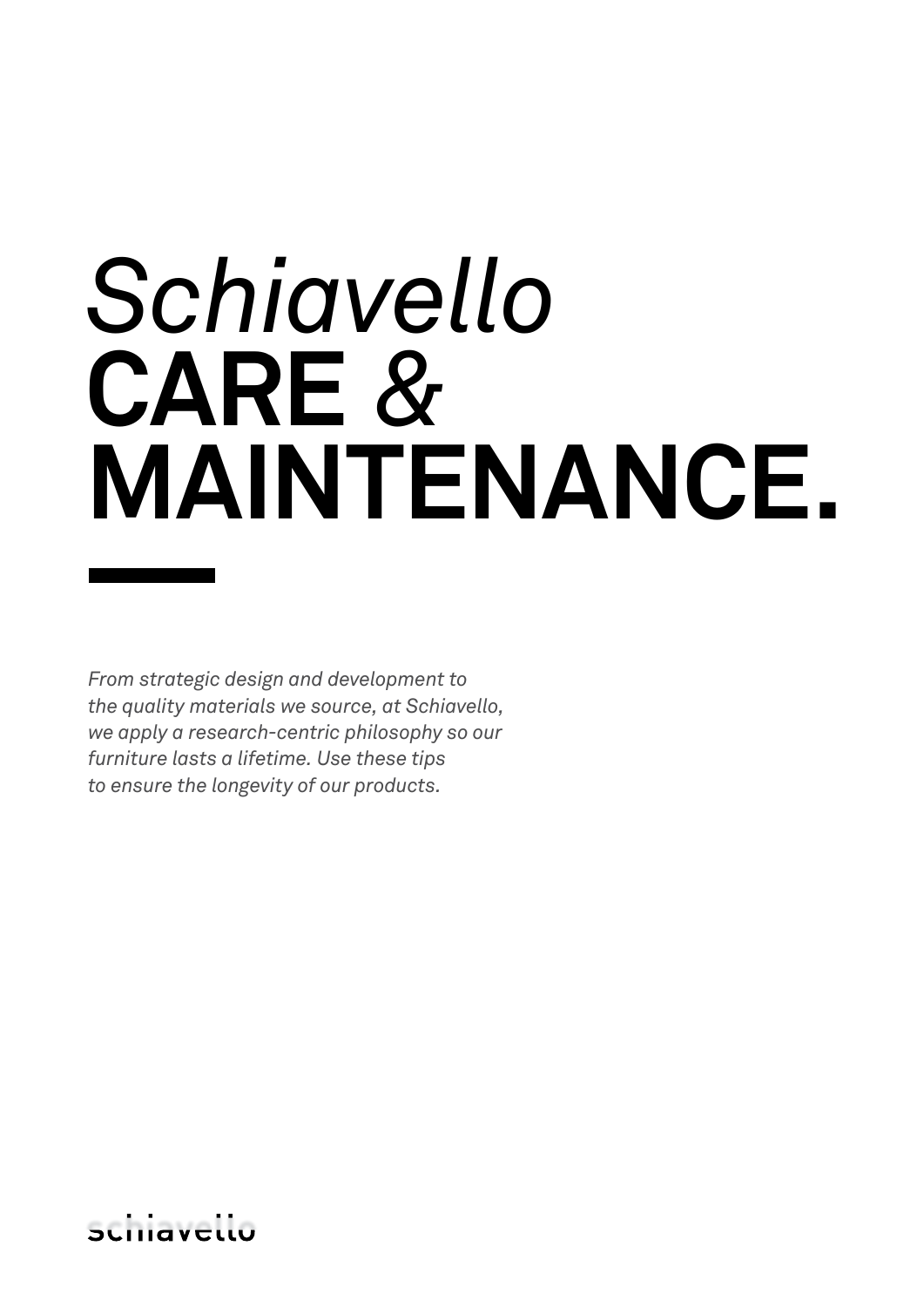# *Schiavello* CARE & MAINTENANCE.

*From strategic design and development to the quality materials we source, at Schiavello, we apply a research-centric philosophy so our furniture lasts a lifetime. Use these tips to ensure the longevity of our products.*

schiavello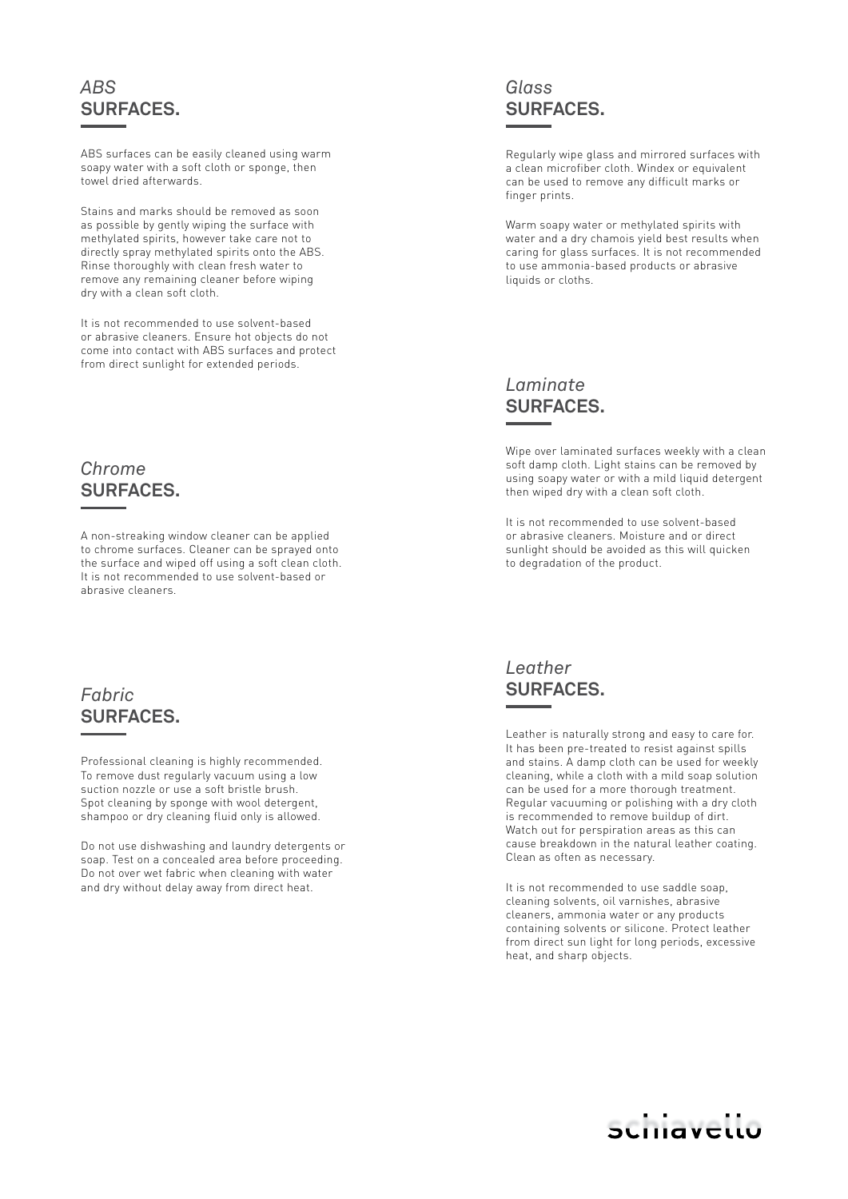## *ABS* SURFACES.

ABS surfaces can be easily cleaned using warm soapy water with a soft cloth or sponge, then towel dried afterwards.

Stains and marks should be removed as soon as possible by gently wiping the surface with methylated spirits, however take care not to directly spray methylated spirits onto the ABS. Rinse thoroughly with clean fresh water to remove any remaining cleaner before wiping dry with a clean soft cloth.

It is not recommended to use solvent-based or abrasive cleaners. Ensure hot objects do not come into contact with ABS surfaces and protect from direct sunlight for extended periods.

## *Chrome* SURFACES.

A non-streaking window cleaner can be applied to chrome surfaces. Cleaner can be sprayed onto the surface and wiped off using a soft clean cloth. It is not recommended to use solvent-based or abrasive cleaners.

## *Fabric* SURFACES.

Professional cleaning is highly recommended. To remove dust regularly vacuum using a low suction nozzle or use a soft bristle brush. Spot cleaning by sponge with wool detergent, shampoo or dry cleaning fluid only is allowed.

Do not use dishwashing and laundry detergents or soap. Test on a concealed area before proceeding. Do not over wet fabric when cleaning with water and dry without delay away from direct heat.

## *Glass* SURFACES.

Regularly wipe glass and mirrored surfaces with a clean microfiber cloth. Windex or equivalent can be used to remove any difficult marks or finger prints.

Warm soapy water or methylated spirits with water and a dry chamois yield best results when caring for glass surfaces. It is not recommended to use ammonia-based products or abrasive liquids or cloths.

## *Laminate* SURFACES.

Wipe over laminated surfaces weekly with a clean soft damp cloth. Light stains can be removed by using soapy water or with a mild liquid detergent then wiped dry with a clean soft cloth.

It is not recommended to use solvent-based or abrasive cleaners. Moisture and or direct sunlight should be avoided as this will quicken to degradation of the product.

## *Leather* SURFACES.

Leather is naturally strong and easy to care for. It has been pre-treated to resist against spills and stains. A damp cloth can be used for weekly cleaning, while a cloth with a mild soap solution can be used for a more thorough treatment. Regular vacuuming or polishing with a dry cloth is recommended to remove buildup of dirt. Watch out for perspiration areas as this can cause breakdown in the natural leather coating. Clean as often as necessary.

It is not recommended to use saddle soap, cleaning solvents, oil varnishes, abrasive cleaners, ammonia water or any products containing solvents or silicone. Protect leather from direct sun light for long periods, excessive heat, and sharp objects.

schiavello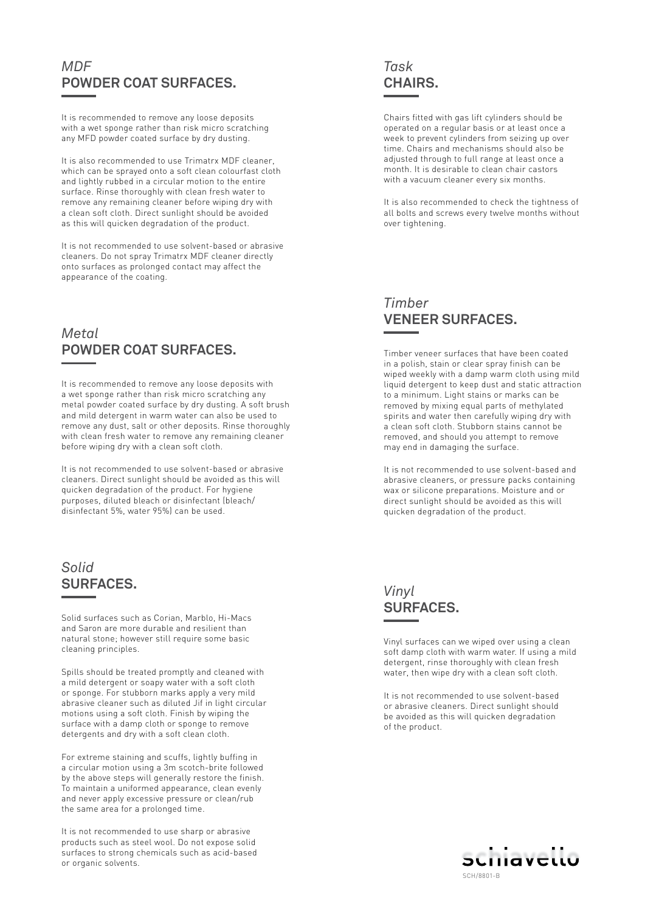## *MDF* **POWDER COAT SURFACES.**

It is recommended to remove any loose deposits with a wet sponge rather than risk micro scratching any MFD powder coated surface by dry dusting.

It is also recommended to use Trimatrx MDF cleaner, which can be sprayed onto a soft clean colourfast cloth and lightly rubbed in a circular motion to the entire surface. Rinse thoroughly with clean fresh water to remove any remaining cleaner before wiping dry with a clean soft cloth. Direct sunlight should be avoided as this will quicken degradation of the product.

It is not recommended to use solvent-based or abrasive cleaners. Do not spray Trimatrx MDF cleaner directly onto surfaces as prolonged contact may affect the appearance of the coating.

## *Metal* **POWDER COAT SURFACES.**

It is recommended to remove any loose deposits with a wet sponge rather than risk micro scratching any metal powder coated surface by dry dusting. A soft brush and mild detergent in warm water can also be used to remove any dust, salt or other deposits. Rinse thoroughly with clean fresh water to remove any remaining cleaner before wiping dry with a clean soft cloth.

It is not recommended to use solvent-based or abrasive cleaners. Direct sunlight should be avoided as this will quicken degradation of the product. For hygiene purposes, diluted bleach or disinfectant (bleach/ disinfectant 5%, water 95%) can be used.

## *Solid* **SURFACES.**

Solid surfaces such as Corian, Marblo, Hi-Macs and Saron are more durable and resilient than natural stone; however still require some basic cleaning principles.

Spills should be treated promptly and cleaned with a mild detergent or soapy water with a soft cloth or sponge. For stubborn marks apply a very mild abrasive cleaner such as diluted Jif in light circular motions using a soft cloth. Finish by wiping the surface with a damp cloth or sponge to remove detergents and dry with a soft clean cloth.

For extreme staining and scuffs, lightly buffing in a circular motion using a 3m scotch-brite followed by the above steps will generally restore the finish. To maintain a uniformed appearance, clean evenly and never apply excessive pressure or clean/rub the same area for a prolonged time.

It is not recommended to use sharp or abrasive products such as steel wool. Do not expose solid surfaces to strong chemicals such as acid-based or organic solvents.

## *Task* **CHAIRS.**

Chairs fitted with gas lift cylinders should be operated on a regular basis or at least once a week to prevent cylinders from seizing up over time. Chairs and mechanisms should also be adjusted through to full range at least once a month. It is desirable to clean chair castors with a vacuum cleaner every six months.

It is also recommended to check the tightness of all bolts and screws every twelve months without over tightening.

## *Timber* **VENEER SURFACES.**

Timber veneer surfaces that have been coated in a polish, stain or clear spray finish can be wiped weekly with a damp warm cloth using mild liquid detergent to keep dust and static attraction to a minimum. Light stains or marks can be removed by mixing equal parts of methylated spirits and water then carefully wiping dry with a clean soft cloth. Stubborn stains cannot be removed, and should you attempt to remove may end in damaging the surface.

It is not recommended to use solvent-based and abrasive cleaners, or pressure packs containing wax or silicone preparations. Moisture and or direct sunlight should be avoided as this will quicken degradation of the product.

## *Vinyl* **SURFACES.**

Vinyl surfaces can we wiped over using a clean soft damp cloth with warm water. If using a mild detergent, rinse thoroughly with clean fresh water, then wipe dry with a clean soft cloth.

It is not recommended to use solvent-based or abrasive cleaners. Direct sunlight should be avoided as this will quicken degradation of the product.

schiavello

SCH/8801-B